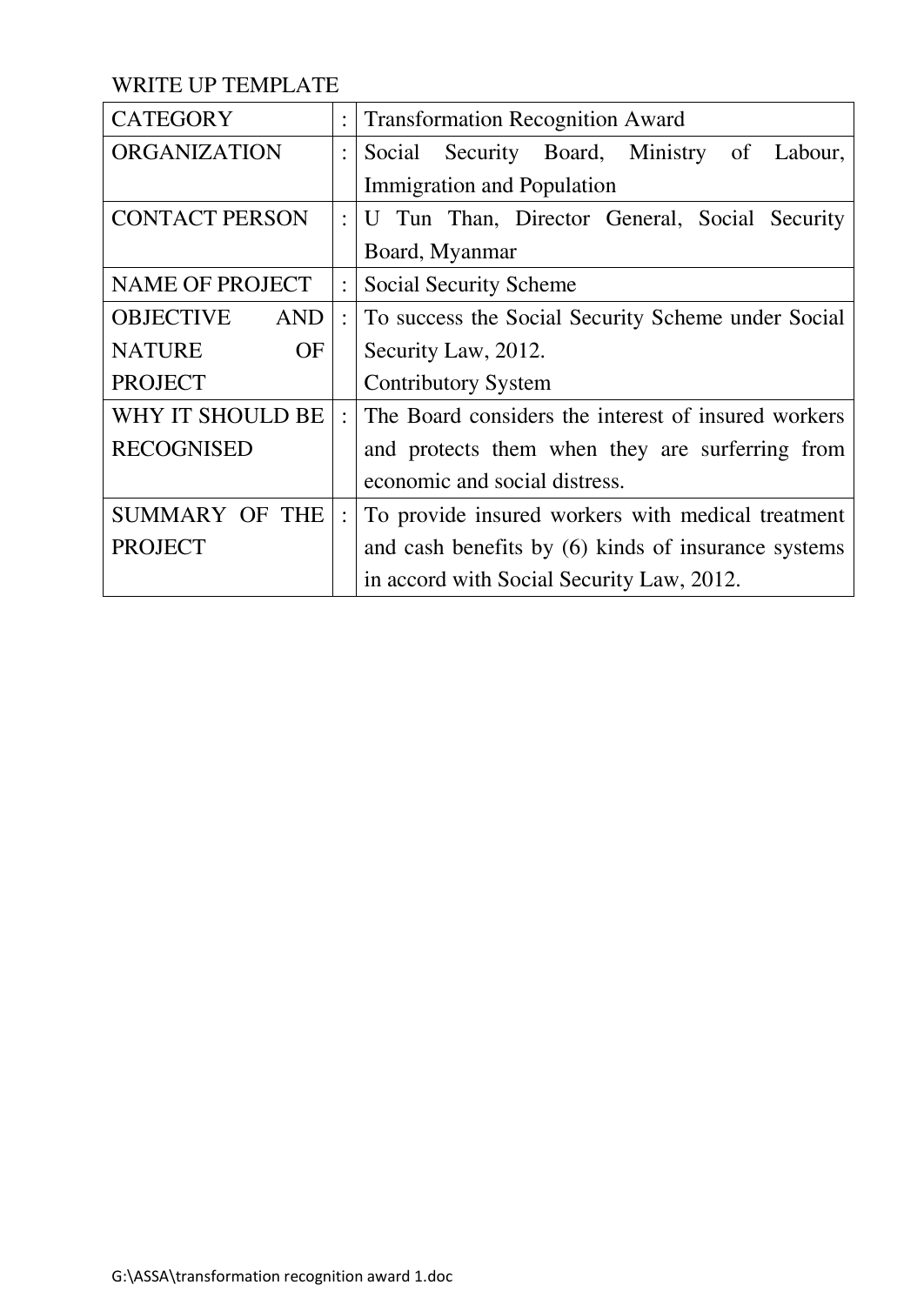WRITE UP TEMPLATE

| | | |
|---|---|---|
| CATEGORY | : | Transformation Recognition Award |
| ORGANIZATION | : | Social Security Board, Ministry of Labour, Immigration and Population |
| CONTACT PERSON | : | U Tun Than, Director General, Social Security Board, Myanmar |
| NAME OF PROJECT | : | Social Security Scheme |
| OBJECTIVE AND NATURE OF PROJECT | : | To success the Social Security Scheme under Social Security Law, 2012.<br>Contributory System |
| WHY IT SHOULD BE RECOGNISED | : | The Board considers the interest of insured workers and protects them when they are surferring from economic and social distress. |
| SUMMARY OF THE PROJECT | : | To provide insured workers with medical treatment and cash benefits by (6) kinds of insurance systems in accord with Social Security Law, 2012. |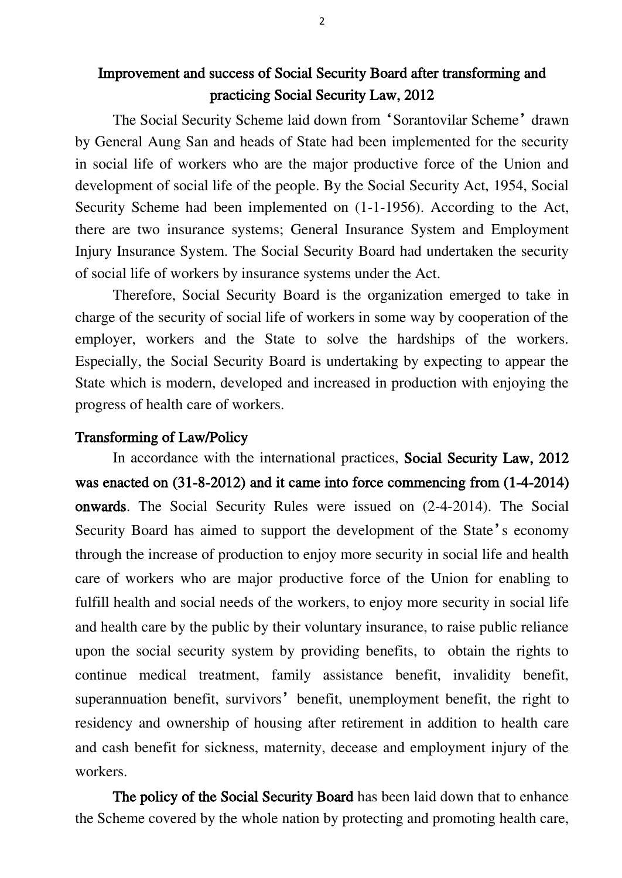## Improvement and success of Social Security Board after transforming and practicing Social Security Law, 2012

The Social Security Scheme laid down from 'Sorantovilar Scheme' drawn by General Aung San and heads of State had been implemented for the security in social life of workers who are the major productive force of the Union and development of social life of the people. By the Social Security Act, 1954, Social Security Scheme had been implemented on (1-1-1956). According to the Act, there are two insurance systems; General Insurance System and Employment Injury Insurance System. The Social Security Board had undertaken the security of social life of workers by insurance systems under the Act.

Therefore, Social Security Board is the organization emerged to take in charge of the security of social life of workers in some way by cooperation of the employer, workers and the State to solve the hardships of the workers. Especially, the Social Security Board is undertaking by expecting to appear the State which is modern, developed and increased in production with enjoying the progress of health care of workers.

### Transforming of Law/Policy

In accordance with the international practices, **Social Security Law, 2012 was enacted on (31-8-2012) and it came into force commencing from (1-4-2014) onwards**. The Social Security Rules were issued on (2-4-2014). The Social Security Board has aimed to support the development of the State's economy through the increase of production to enjoy more security in social life and health care of workers who are major productive force of the Union for enabling to fulfill health and social needs of the workers, to enjoy more security in social life and health care by the public by their voluntary insurance, to raise public reliance upon the social security system by providing benefits, to obtain the rights to continue medical treatment, family assistance benefit, invalidity benefit, superannuation benefit, survivors' benefit, unemployment benefit, the right to residency and ownership of housing after retirement in addition to health care and cash benefit for sickness, maternity, decease and employment injury of the workers.

**The policy of the Social Security Board** has been laid down that to enhance the Scheme covered by the whole nation by protecting and promoting health care,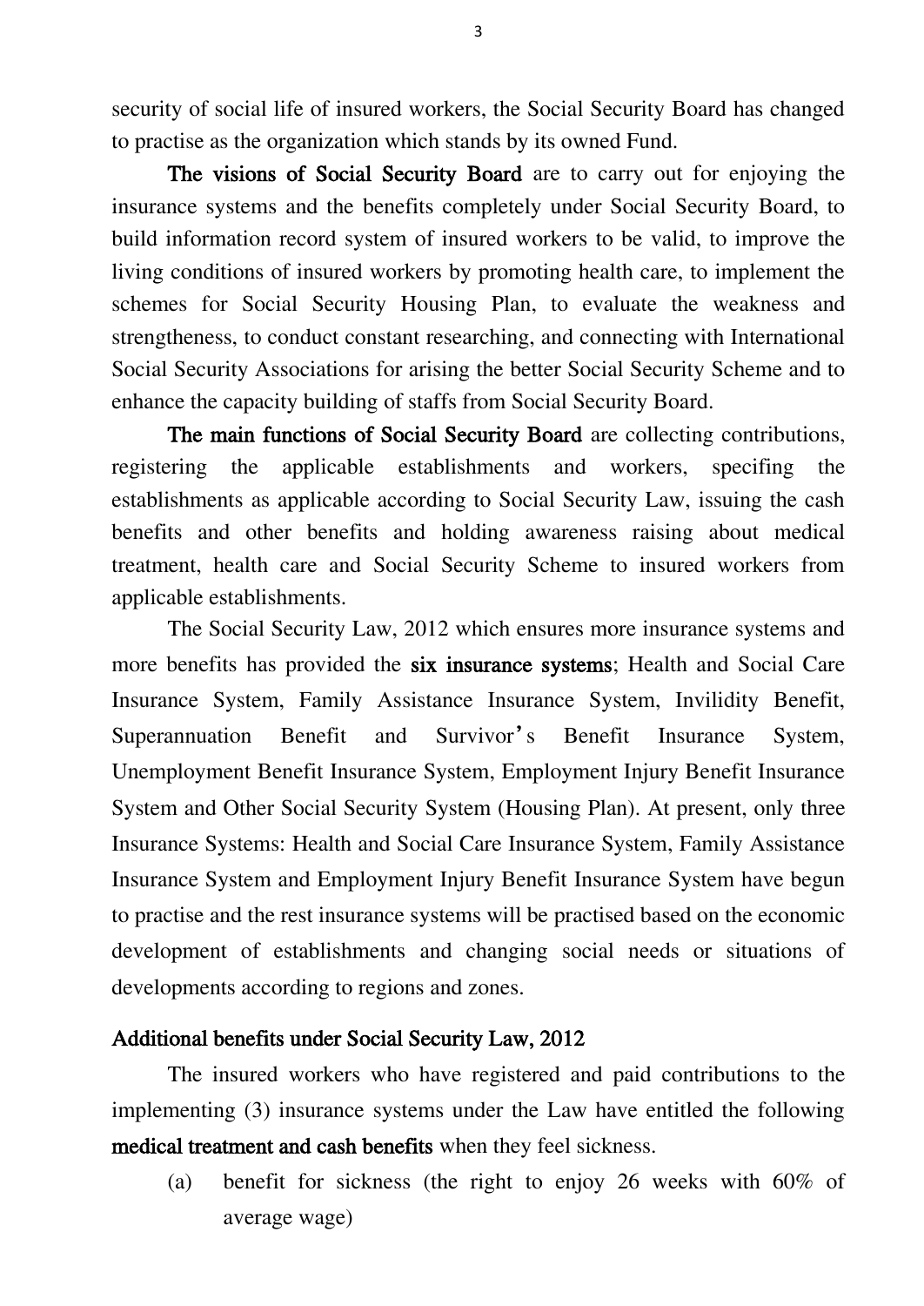security of social life of insured workers, the Social Security Board has changed to practise as the organization which stands by its owned Fund.

**The visions of Social Security Board** are to carry out for enjoying the insurance systems and the benefits completely under Social Security Board, to build information record system of insured workers to be valid, to improve the living conditions of insured workers by promoting health care, to implement the schemes for Social Security Housing Plan, to evaluate the weakness and strengtheness, to conduct constant researching, and connecting with International Social Security Associations for arising the better Social Security Scheme and to enhance the capacity building of staffs from Social Security Board.

**The main functions of Social Security Board** are collecting contributions, registering the applicable establishments and workers, specifing the establishments as applicable according to Social Security Law, issuing the cash benefits and other benefits and holding awareness raising about medical treatment, health care and Social Security Scheme to insured workers from applicable establishments.

The Social Security Law, 2012 which ensures more insurance systems and more benefits has provided the **six insurance systems**; Health and Social Care Insurance System, Family Assistance Insurance System, Invilidity Benefit, Superannuation Benefit and Survivor's Benefit Insurance System, Unemployment Benefit Insurance System, Employment Injury Benefit Insurance System and Other Social Security System (Housing Plan). At present, only three Insurance Systems: Health and Social Care Insurance System, Family Assistance Insurance System and Employment Injury Benefit Insurance System have begun to practise and the rest insurance systems will be practised based on the economic development of establishments and changing social needs or situations of developments according to regions and zones.

**Additional benefits under Social Security Law, 2012**

The insured workers who have registered and paid contributions to the implementing (3) insurance systems under the Law have entitled the following **medical treatment and cash benefits** when they feel sickness.

(a) benefit for sickness (the right to enjoy 26 weeks with 60% of average wage)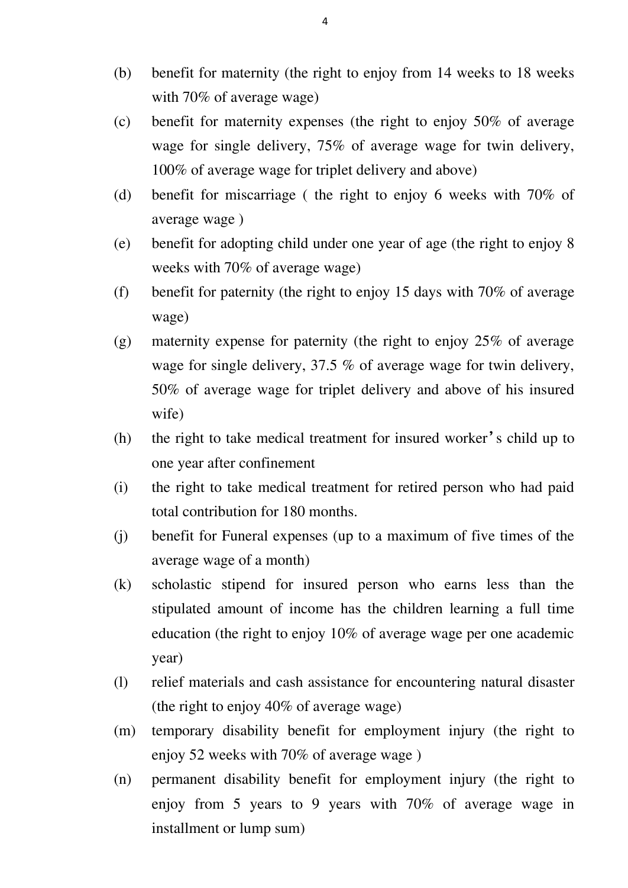(b) benefit for maternity (the right to enjoy from 14 weeks to 18 weeks with 70% of average wage)

(c) benefit for maternity expenses (the right to enjoy 50% of average wage for single delivery, 75% of average wage for twin delivery, 100% of average wage for triplet delivery and above)

(d) benefit for miscarriage ( the right to enjoy 6 weeks with 70% of average wage )

(e) benefit for adopting child under one year of age (the right to enjoy 8 weeks with 70% of average wage)

(f) benefit for paternity (the right to enjoy 15 days with 70% of average wage)

(g) maternity expense for paternity (the right to enjoy 25% of average wage for single delivery, 37.5 % of average wage for twin delivery, 50% of average wage for triplet delivery and above of his insured wife)

(h) the right to take medical treatment for insured worker's child up to one year after confinement

(i) the right to take medical treatment for retired person who had paid total contribution for 180 months.

(j) benefit for Funeral expenses (up to a maximum of five times of the average wage of a month)

(k) scholastic stipend for insured person who earns less than the stipulated amount of income has the children learning a full time education (the right to enjoy 10% of average wage per one academic year)

(l) relief materials and cash assistance for encountering natural disaster (the right to enjoy 40% of average wage)

(m) temporary disability benefit for employment injury (the right to enjoy 52 weeks with 70% of average wage )

(n) permanent disability benefit for employment injury (the right to enjoy from 5 years to 9 years with 70% of average wage in installment or lump sum)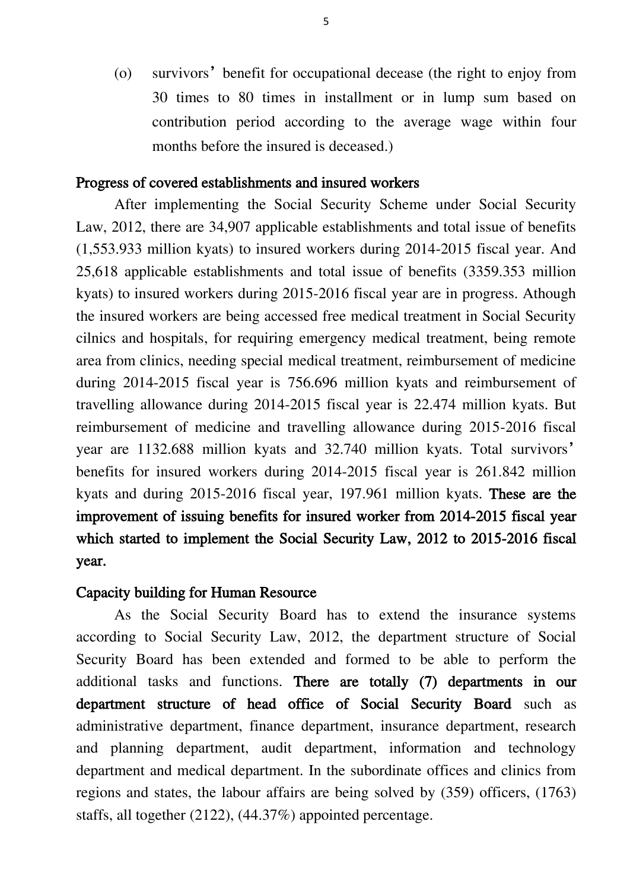(o) survivors' benefit for occupational decease (the right to enjoy from 30 times to 80 times in installment or in lump sum based on contribution period according to the average wage within four months before the insured is deceased.)

## Progress of covered establishments and insured workers

After implementing the Social Security Scheme under Social Security Law, 2012, there are 34,907 applicable establishments and total issue of benefits (1,553.933 million kyats) to insured workers during 2014-2015 fiscal year. And 25,618 applicable establishments and total issue of benefits (3359.353 million kyats) to insured workers during 2015-2016 fiscal year are in progress. Athough the insured workers are being accessed free medical treatment in Social Security cilnics and hospitals, for requiring emergency medical treatment, being remote area from clinics, needing special medical treatment, reimbursement of medicine during 2014-2015 fiscal year is 756.696 million kyats and reimbursement of travelling allowance during 2014-2015 fiscal year is 22.474 million kyats. But reimbursement of medicine and travelling allowance during 2015-2016 fiscal year are 1132.688 million kyats and 32.740 million kyats. Total survivors' benefits for insured workers during 2014-2015 fiscal year is 261.842 million kyats and during 2015-2016 fiscal year, 197.961 million kyats. **These are the improvement of issuing benefits for insured worker from 2014-2015 fiscal year which started to implement the Social Security Law, 2012 to 2015-2016 fiscal year.**

## Capacity building for Human Resource

As the Social Security Board has to extend the insurance systems according to Social Security Law, 2012, the department structure of Social Security Board has been extended and formed to be able to perform the additional tasks and functions. **There are totally (7) departments in our department structure of head office of Social Security Board** such as administrative department, finance department, insurance department, research and planning department, audit department, information and technology department and medical department. In the subordinate offices and clinics from regions and states, the labour affairs are being solved by (359) officers, (1763) staffs, all together (2122), (44.37%) appointed percentage.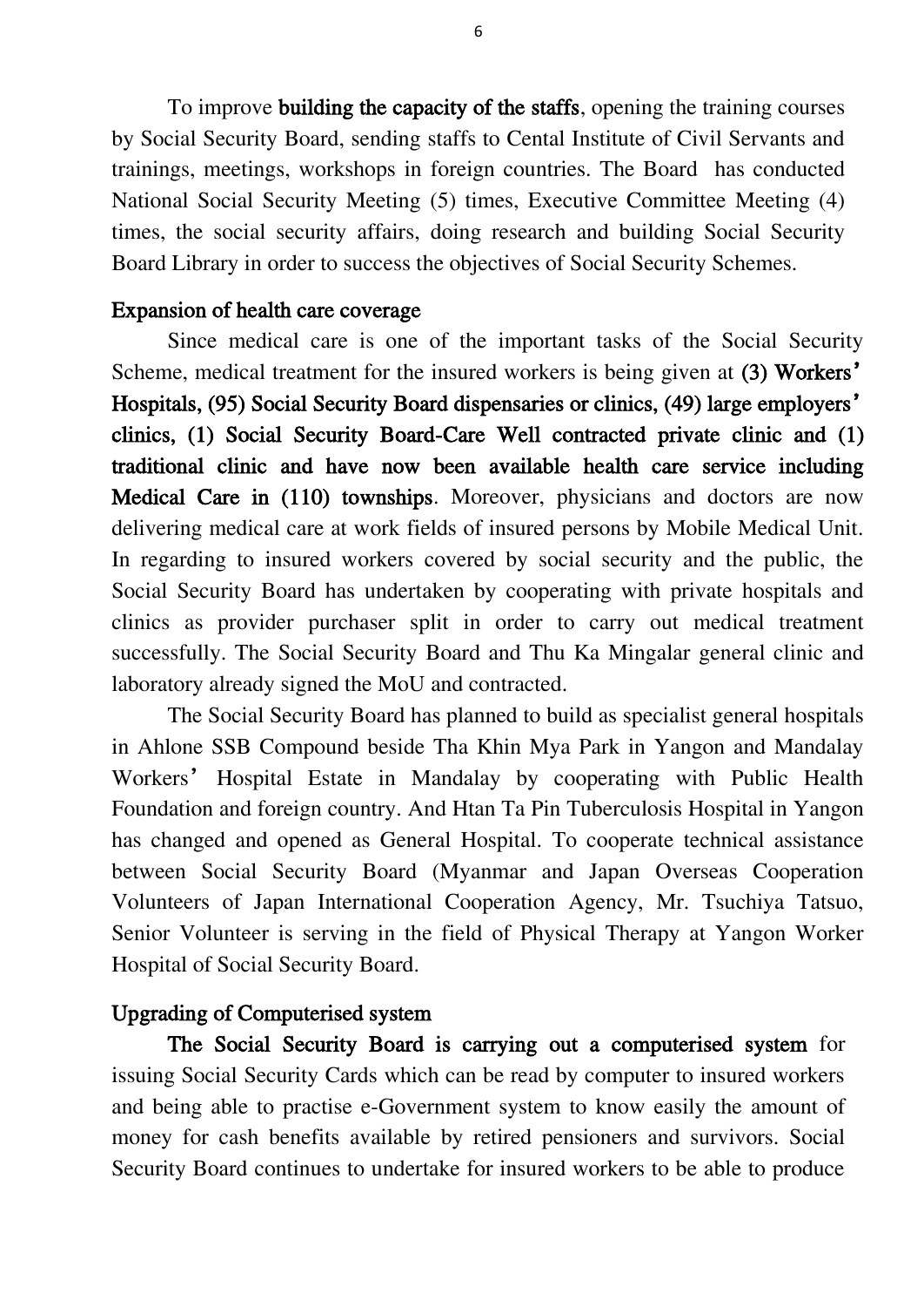To improve **building the capacity of the staffs**, opening the training courses by Social Security Board, sending staffs to Cental Institute of Civil Servants and trainings, meetings, workshops in foreign countries. The Board has conducted National Social Security Meeting (5) times, Executive Committee Meeting (4) times, the social security affairs, doing research and building Social Security Board Library in order to success the objectives of Social Security Schemes.

**Expansion of health care coverage**

Since medical care is one of the important tasks of the Social Security Scheme, medical treatment for the insured workers is being given at **(3) Workers' Hospitals, (95) Social Security Board dispensaries or clinics, (49) large employers' clinics, (1) Social Security Board-Care Well contracted private clinic and (1) traditional clinic and have now been available health care service including Medical Care in (110) townships**. Moreover, physicians and doctors are now delivering medical care at work fields of insured persons by Mobile Medical Unit. In regarding to insured workers covered by social security and the public, the Social Security Board has undertaken by cooperating with private hospitals and clinics as provider purchaser split in order to carry out medical treatment successfully. The Social Security Board and Thu Ka Mingalar general clinic and laboratory already signed the MoU and contracted.

The Social Security Board has planned to build as specialist general hospitals in Ahlone SSB Compound beside Tha Khin Mya Park in Yangon and Mandalay Workers' Hospital Estate in Mandalay by cooperating with Public Health Foundation and foreign country. And Htan Ta Pin Tuberculosis Hospital in Yangon has changed and opened as General Hospital. To cooperate technical assistance between Social Security Board (Myanmar and Japan Overseas Cooperation Volunteers of Japan International Cooperation Agency, Mr. Tsuchiya Tatsuo, Senior Volunteer is serving in the field of Physical Therapy at Yangon Worker Hospital of Social Security Board.

**Upgrading of Computerised system**

**The Social Security Board is carrying out a computerised system** for issuing Social Security Cards which can be read by computer to insured workers and being able to practise e-Government system to know easily the amount of money for cash benefits available by retired pensioners and survivors. Social Security Board continues to undertake for insured workers to be able to produce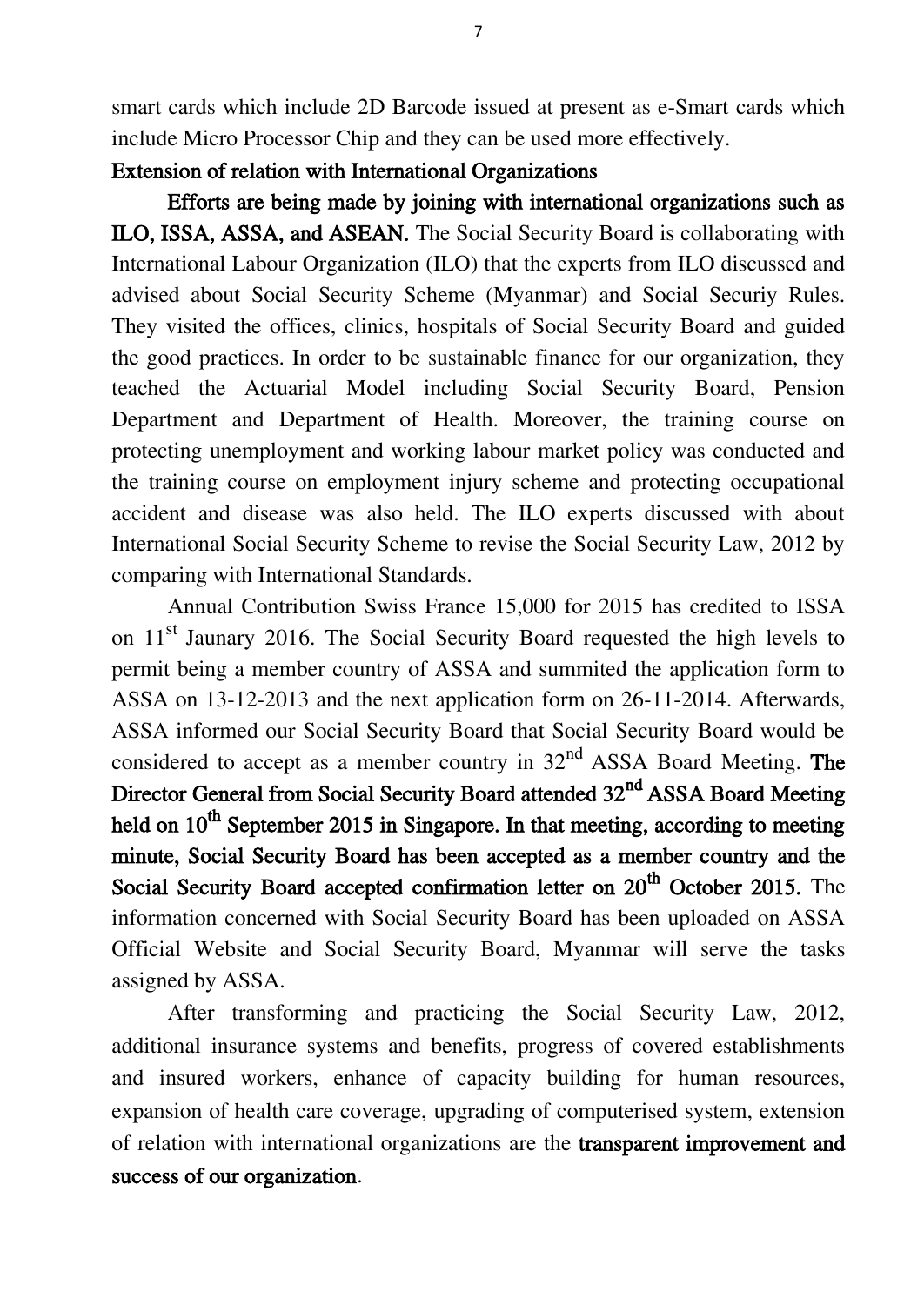smart cards which include 2D Barcode issued at present as e-Smart cards which include Micro Processor Chip and they can be used more effectively.

**Extension of relation with International Organizations**

**Efforts are being made by joining with international organizations such as ILO, ISSA, ASSA, and ASEAN.** The Social Security Board is collaborating with International Labour Organization (ILO) that the experts from ILO discussed and advised about Social Security Scheme (Myanmar) and Social Securiy Rules. They visited the offices, clinics, hospitals of Social Security Board and guided the good practices. In order to be sustainable finance for our organization, they teached the Actuarial Model including Social Security Board, Pension Department and Department of Health. Moreover, the training course on protecting unemployment and working labour market policy was conducted and the training course on employment injury scheme and protecting occupational accident and disease was also held. The ILO experts discussed with about International Social Security Scheme to revise the Social Security Law, 2012 by comparing with International Standards.

Annual Contribution Swiss France 15,000 for 2015 has credited to ISSA on 11st Jaunary 2016. The Social Security Board requested the high levels to permit being a member country of ASSA and summited the application form to ASSA on 13-12-2013 and the next application form on 26-11-2014. Afterwards, ASSA informed our Social Security Board that Social Security Board would be considered to accept as a member country in 32nd ASSA Board Meeting. **The Director General from Social Security Board attended 32nd ASSA Board Meeting held on 10th September 2015 in Singapore. In that meeting, according to meeting minute, Social Security Board has been accepted as a member country and the Social Security Board accepted confirmation letter on 20th October 2015.** The information concerned with Social Security Board has been uploaded on ASSA Official Website and Social Security Board, Myanmar will serve the tasks assigned by ASSA.

After transforming and practicing the Social Security Law, 2012, additional insurance systems and benefits, progress of covered establishments and insured workers, enhance of capacity building for human resources, expansion of health care coverage, upgrading of computerised system, extension of relation with international organizations are the **transparent improvement and success of our organization**.